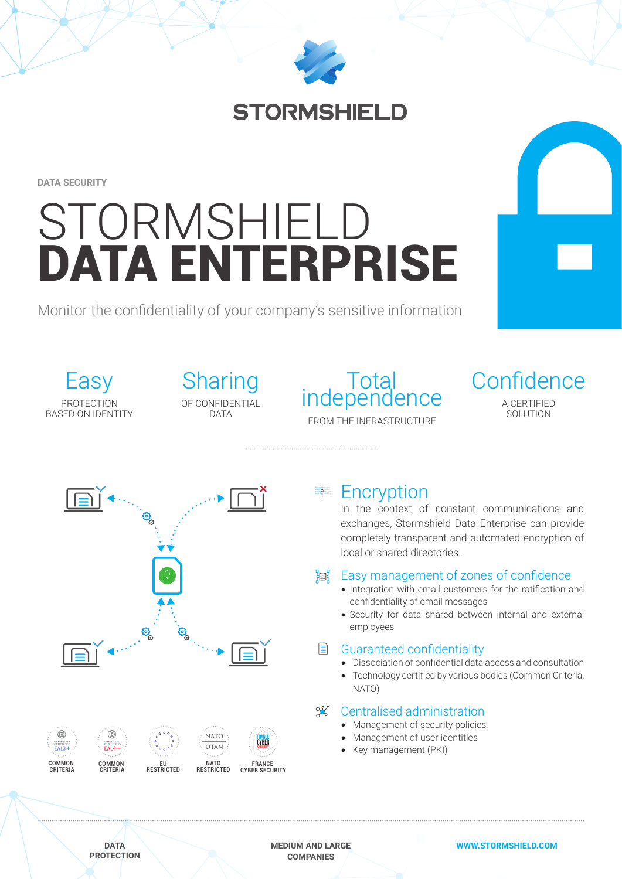STORMSHIELD

DATA SECURITY

# STORMSHIELD **DATA ENTERPRISE**

Monitor the confidentiality of your company's sensitive information

## Easy
PROTECTION BASED ON IDENTITY

## Sharing
OF CONFIDENTIAL DATA

## Total independence
FROM THE INFRASTRUCTURE

## Confidence
A CERTIFIED SOLUTION

## Encryption

In the context of constant communications and exchanges, Stormshield Data Enterprise can provide completely transparent and automated encryption of local or shared directories.

## Easy management of zones of confidence

- Integration with email customers for the ratification and confidentiality of email messages
- Security for data shared between internal and external employees

## Guaranteed confidentiality

- Dissociation of confidential data access and consultation
- Technology certified by various bodies (Common Criteria, NATO)

## Centralised administration

- Management of security policies
- Management of user identities
- Key management (PKI)

COMMON CRITERIA EAL3+ | COMMON CRITERIA EAL4+ | EU RESTRICTED | NATO RESTRICTED | FRANCE CYBER SECURITY

DATA PROTECTION

MEDIUM AND LARGE COMPANIES

WWW.STORMSHIELD.COM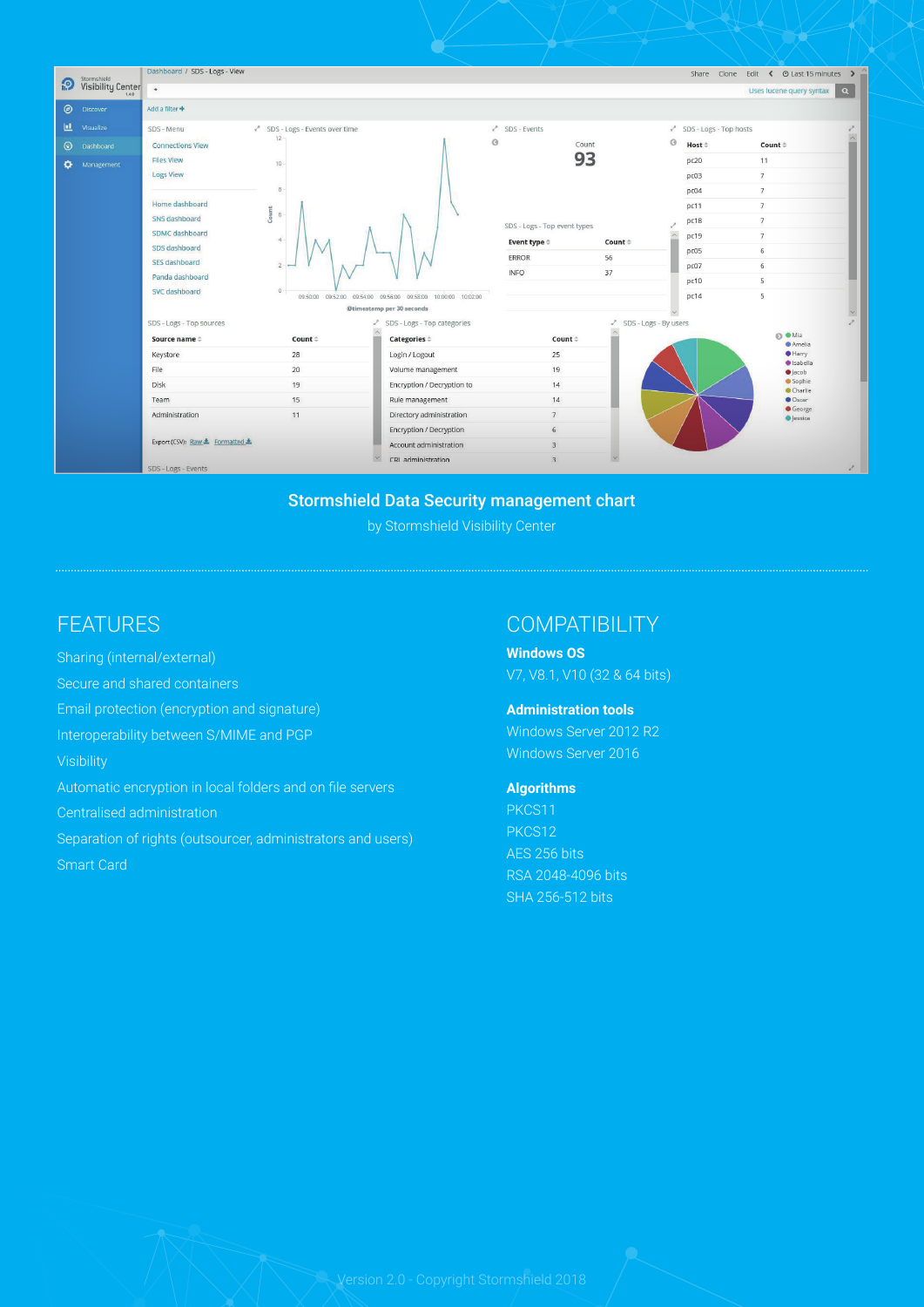**Stormshield Data Security management chart**

by Stormshield Visibility Center

## FEATURES

Sharing (internal/external)

Secure and shared containers

Email protection (encryption and signature)

Interoperability between S/MIME and PGP

Visibility

Automatic encryption in local folders and on file servers

Centralised administration

Separation of rights (outsourcer, administrators and users)

Smart Card

## COMPATIBILITY

**Windows OS**

V7, V8.1, V10 (32 & 64 bits)

**Administration tools**

Windows Server 2012 R2

Windows Server 2016

**Algorithms**

PKCS11

PKCS12

AES 256 bits

RSA 2048-4096 bits

SHA 256-512 bits

Version 2.0 - Copyright Stormshield 2018